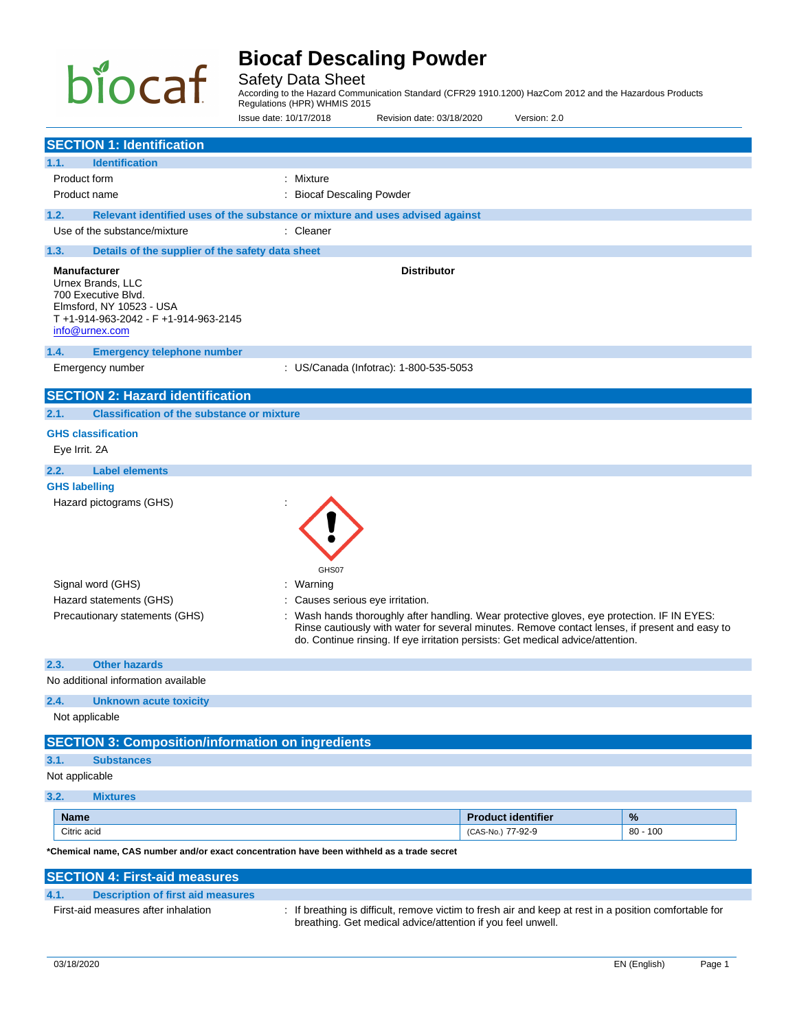# Biocaf Descaling Powder

Safety Data Sheet

According to the Hazard Communication Standard (CFR29 1910.1200) HazCom 2012 and the Hazardous Products Regulations (HPR) WHMIS 2015

Issue date: 10/17/2018 Revision date: 03/18/2020 Version: 2.0

## SECTION 1: Identification

### 1.1. Identification

Product form : Mixture

Product name : Biocaf Descaling Powder

### 1.2. Relevant identified uses of the substance or mixture and uses advised against

Use of the substance/mixture : Cleaner

### 1.3. Details of the supplier of the safety data sheet

**Manufacturer**
Urnex Brands, LLC
700 Executive Blvd.
Elmsford, NY 10523 - USA
T +1-914-963-2042 - F +1-914-963-2145
info@urnex.com

**Distributor**

### 1.4. Emergency telephone number

Emergency number : US/Canada (Infotrac): 1-800-535-5053

## SECTION 2: Hazard identification

### 2.1. Classification of the substance or mixture

**GHS classification**

Eye Irrit. 2A

### 2.2. Label elements

**GHS labelling**

Hazard pictograms (GHS) :

GHS07

Signal word (GHS) : Warning

Hazard statements (GHS) : Causes serious eye irritation.

Precautionary statements (GHS) : Wash hands thoroughly after handling. Wear protective gloves, eye protection. IF IN EYES: Rinse cautiously with water for several minutes. Remove contact lenses, if present and easy to do. Continue rinsing. If eye irritation persists: Get medical advice/attention.

### 2.3. Other hazards

No additional information available

### 2.4. Unknown acute toxicity

Not applicable

## SECTION 3: Composition/information on ingredients

### 3.1. Substances

Not applicable

### 3.2. Mixtures

| Name | Product identifier | % |
|---|---|---|
| Citric acid | (CAS-No.) 77-92-9 | 80 - 100 |

**\*Chemical name, CAS number and/or exact concentration have been withheld as a trade secret**

## SECTION 4: First-aid measures

### 4.1. Description of first aid measures

First-aid measures after inhalation : If breathing is difficult, remove victim to fresh air and keep at rest in a position comfortable for breathing. Get medical advice/attention if you feel unwell.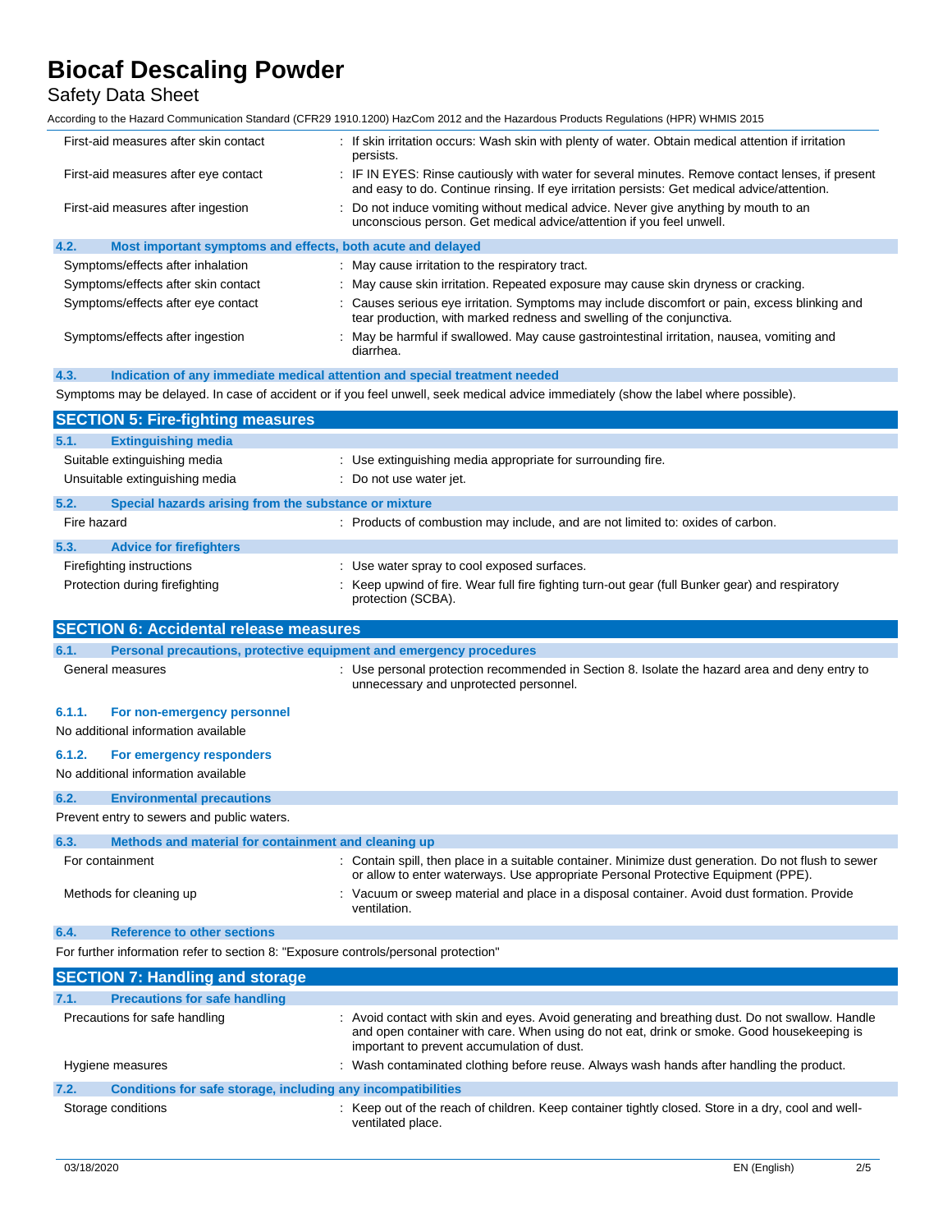| | |
|---|---|
| First-aid measures after skin contact | : If skin irritation occurs: Wash skin with plenty of water. Obtain medical attention if irritation persists. |
| First-aid measures after eye contact | : IF IN EYES: Rinse cautiously with water for several minutes. Remove contact lenses, if present and easy to do. Continue rinsing. If eye irritation persists: Get medical advice/attention. |
| First-aid measures after ingestion | : Do not induce vomiting without medical advice. Never give anything by mouth to an unconscious person. Get medical advice/attention if you feel unwell. |

### 4.2. Most important symptoms and effects, both acute and delayed

| | |
|---|---|
| Symptoms/effects after inhalation | : May cause irritation to the respiratory tract. |
| Symptoms/effects after skin contact | : May cause skin irritation. Repeated exposure may cause skin dryness or cracking. |
| Symptoms/effects after eye contact | : Causes serious eye irritation. Symptoms may include discomfort or pain, excess blinking and tear production, with marked redness and swelling of the conjunctiva. |
| Symptoms/effects after ingestion | : May be harmful if swallowed. May cause gastrointestinal irritation, nausea, vomiting and diarrhea. |

### 4.3. Indication of any immediate medical attention and special treatment needed

Symptoms may be delayed. In case of accident or if you feel unwell, seek medical advice immediately (show the label where possible).

## SECTION 5: Fire-fighting measures

### 5.1. Extinguishing media

| | |
|---|---|
| Suitable extinguishing media | : Use extinguishing media appropriate for surrounding fire. |
| Unsuitable extinguishing media | : Do not use water jet. |

### 5.2. Special hazards arising from the substance or mixture

| | |
|---|---|
| Fire hazard | : Products of combustion may include, and are not limited to: oxides of carbon. |

### 5.3. Advice for firefighters

| | |
|---|---|
| Firefighting instructions | : Use water spray to cool exposed surfaces. |
| Protection during firefighting | : Keep upwind of fire. Wear full fire fighting turn-out gear (full Bunker gear) and respiratory protection (SCBA). |

## SECTION 6: Accidental release measures

### 6.1. Personal precautions, protective equipment and emergency procedures

| | |
|---|---|
| General measures | : Use personal protection recommended in Section 8. Isolate the hazard area and deny entry to unnecessary and unprotected personnel. |

#### 6.1.1. For non-emergency personnel

No additional information available

#### 6.1.2. For emergency responders

No additional information available

### 6.2. Environmental precautions

Prevent entry to sewers and public waters.

### 6.3. Methods and material for containment and cleaning up

| | |
|---|---|
| For containment | : Contain spill, then place in a suitable container. Minimize dust generation. Do not flush to sewer or allow to enter waterways. Use appropriate Personal Protective Equipment (PPE). |
| Methods for cleaning up | : Vacuum or sweep material and place in a disposal container. Avoid dust formation. Provide ventilation. |

### 6.4. Reference to other sections

For further information refer to section 8: "Exposure controls/personal protection"

## SECTION 7: Handling and storage

### 7.1. Precautions for safe handling

| | |
|---|---|
| Precautions for safe handling | : Avoid contact with skin and eyes. Avoid generating and breathing dust. Do not swallow. Handle and open container with care. When using do not eat, drink or smoke. Good housekeeping is important to prevent accumulation of dust. |
| Hygiene measures | : Wash contaminated clothing before reuse. Always wash hands after handling the product. |

### 7.2. Conditions for safe storage, including any incompatibilities

| | |
|---|---|
| Storage conditions | : Keep out of the reach of children. Keep container tightly closed. Store in a dry, cool and well-ventilated place. |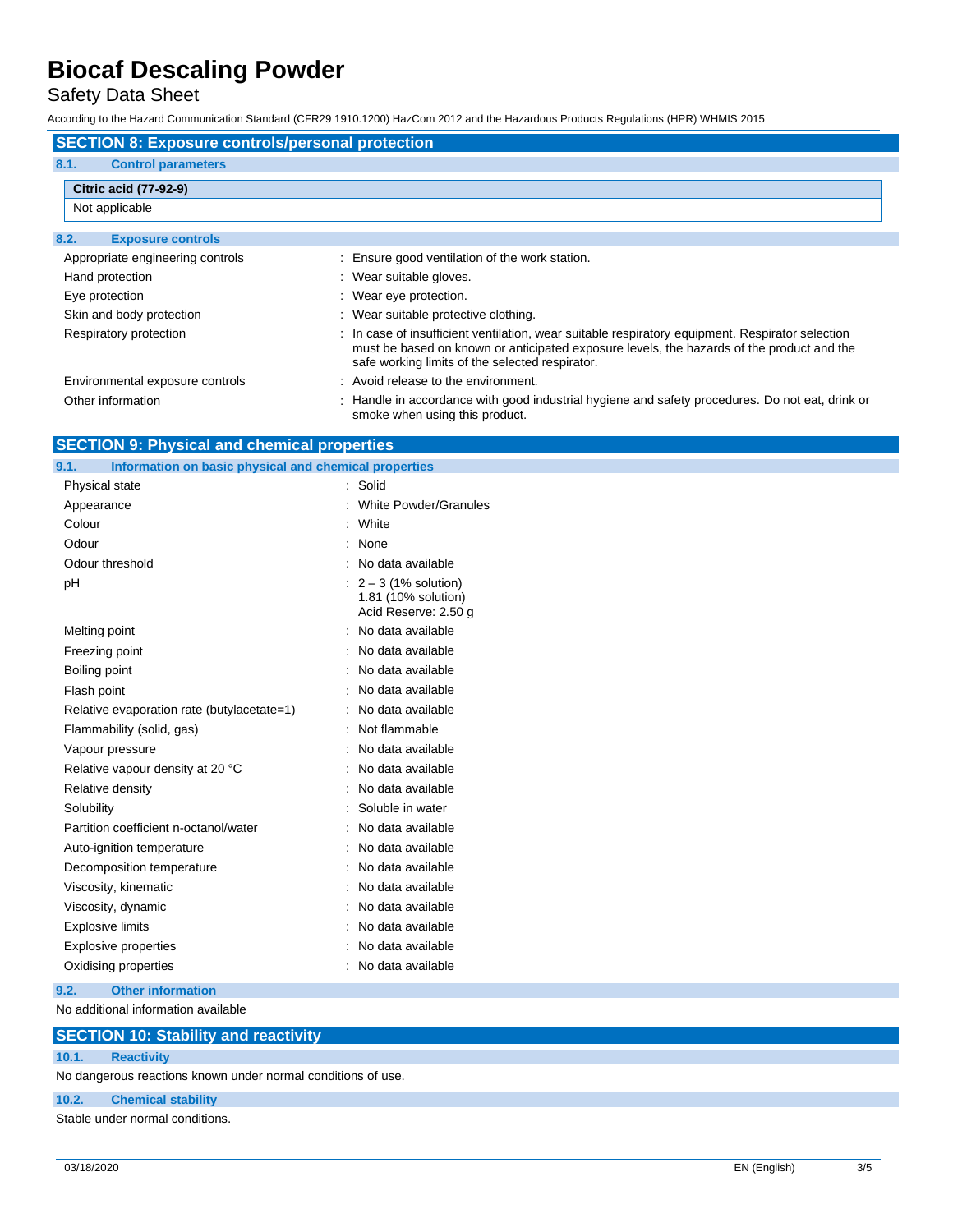## SECTION 8: Exposure controls/personal protection

### 8.1. Control parameters

| Citric acid (77-92-9) |
| --- |
| Not applicable |

### 8.2. Exposure controls

| | |
| --- | --- |
| Appropriate engineering controls | : Ensure good ventilation of the work station. |
| Hand protection | : Wear suitable gloves. |
| Eye protection | : Wear eye protection. |
| Skin and body protection | : Wear suitable protective clothing. |
| Respiratory protection | : In case of insufficient ventilation, wear suitable respiratory equipment. Respirator selection must be based on known or anticipated exposure levels, the hazards of the product and the safe working limits of the selected respirator. |
| Environmental exposure controls | : Avoid release to the environment. |
| Other information | : Handle in accordance with good industrial hygiene and safety procedures. Do not eat, drink or smoke when using this product. |

## SECTION 9: Physical and chemical properties

### 9.1. Information on basic physical and chemical properties

| | |
| --- | --- |
| Physical state | : Solid |
| Appearance | : White Powder/Granules |
| Colour | : White |
| Odour | : None |
| Odour threshold | : No data available |
| pH | : 2 – 3 (1% solution)<br>1.81 (10% solution)<br>Acid Reserve: 2.50 g |
| Melting point | : No data available |
| Freezing point | : No data available |
| Boiling point | : No data available |
| Flash point | : No data available |
| Relative evaporation rate (butylacetate=1) | : No data available |
| Flammability (solid, gas) | : Not flammable |
| Vapour pressure | : No data available |
| Relative vapour density at 20 °C | : No data available |
| Relative density | : No data available |
| Solubility | : Soluble in water |
| Partition coefficient n-octanol/water | : No data available |
| Auto-ignition temperature | : No data available |
| Decomposition temperature | : No data available |
| Viscosity, kinematic | : No data available |
| Viscosity, dynamic | : No data available |
| Explosive limits | : No data available |
| Explosive properties | : No data available |
| Oxidising properties | : No data available |

### 9.2. Other information

No additional information available

## SECTION 10: Stability and reactivity

### 10.1. Reactivity

No dangerous reactions known under normal conditions of use.

### 10.2. Chemical stability

Stable under normal conditions.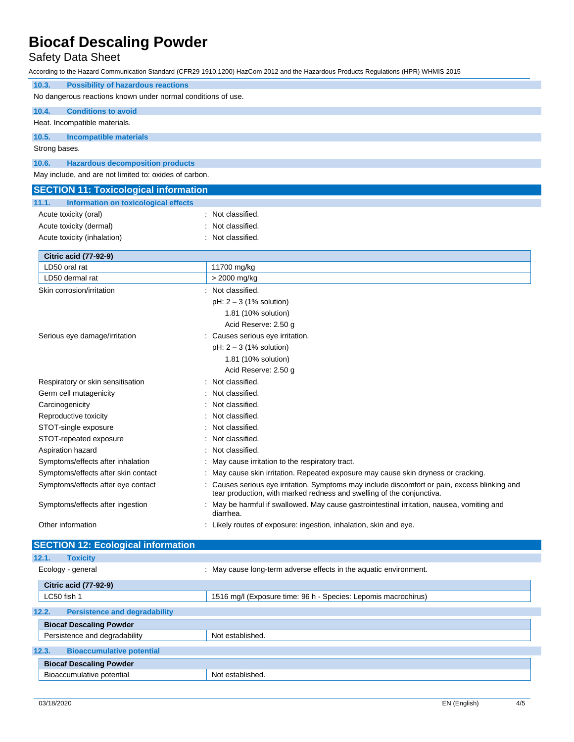### 10.3. Possibility of hazardous reactions

No dangerous reactions known under normal conditions of use.

### 10.4. Conditions to avoid

Heat. Incompatible materials.

### 10.5. Incompatible materials

Strong bases.

### 10.6. Hazardous decomposition products

May include, and are not limited to: oxides of carbon.

## SECTION 11: Toxicological information

### 11.1. Information on toxicological effects

Acute toxicity (oral) : Not classified.

Acute toxicity (dermal) : Not classified.

Acute toxicity (inhalation) : Not classified.

| Citric acid (77-92-9) | |
|---|---|
| LD50 oral rat | 11700 mg/kg |
| LD50 dermal rat | > 2000 mg/kg |

Skin corrosion/irritation : Not classified.
pH: 2 – 3 (1% solution)
1.81 (10% solution)
Acid Reserve: 2.50 g

Serious eye damage/irritation : Causes serious eye irritation.
pH: 2 – 3 (1% solution)
1.81 (10% solution)
Acid Reserve: 2.50 g

Respiratory or skin sensitisation : Not classified.

Germ cell mutagenicity : Not classified.

Carcinogenicity : Not classified.

Reproductive toxicity : Not classified.

STOT-single exposure : Not classified.

STOT-repeated exposure : Not classified.

Aspiration hazard : Not classified.

Symptoms/effects after inhalation : May cause irritation to the respiratory tract.

Symptoms/effects after skin contact : May cause skin irritation. Repeated exposure may cause skin dryness or cracking.

Symptoms/effects after eye contact : Causes serious eye irritation. Symptoms may include discomfort or pain, excess blinking and tear production, with marked redness and swelling of the conjunctiva.

Symptoms/effects after ingestion : May be harmful if swallowed. May cause gastrointestinal irritation, nausea, vomiting and diarrhea.

Other information : Likely routes of exposure: ingestion, inhalation, skin and eye.

## SECTION 12: Ecological information

### 12.1. Toxicity

Ecology - general : May cause long-term adverse effects in the aquatic environment.

| Citric acid (77-92-9) | |
|---|---|
| LC50 fish 1 | 1516 mg/l (Exposure time: 96 h - Species: Lepomis macrochirus) |

### 12.2. Persistence and degradability

| Biocaf Descaling Powder | |
|---|---|
| Persistence and degradability | Not established. |

### 12.3. Bioaccumulative potential

| Biocaf Descaling Powder | |
|---|---|
| Bioaccumulative potential | Not established. |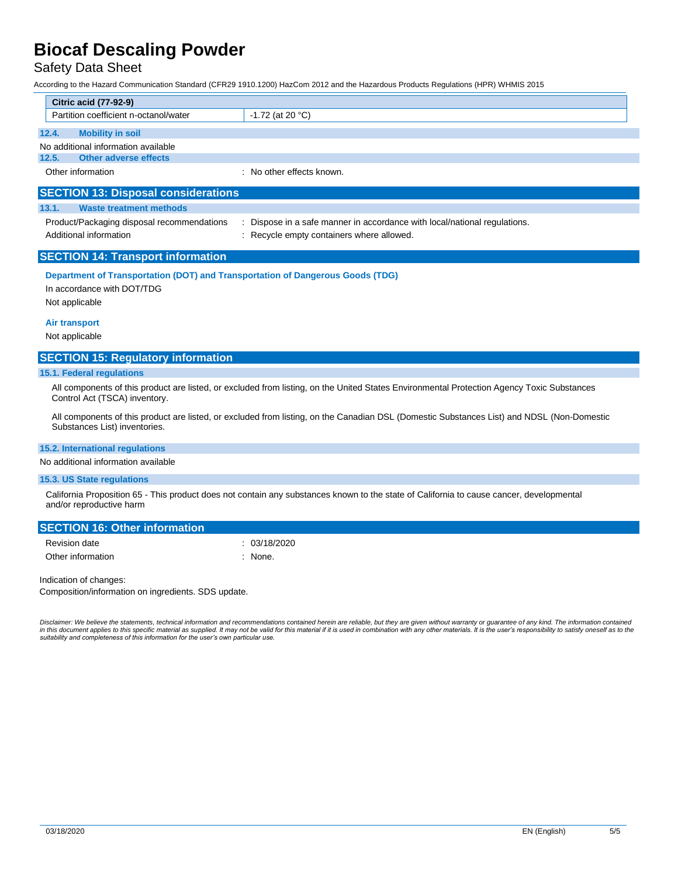| Citric acid (77-92-9) | |
|---|---|
| Partition coefficient n-octanol/water | -1.72 (at 20 °C) |

### 12.4. Mobility in soil

No additional information available

### 12.5. Other adverse effects

Other information : No other effects known.

## SECTION 13: Disposal considerations

### 13.1. Waste treatment methods

Product/Packaging disposal recommendations : Dispose in a safe manner in accordance with local/national regulations.

Additional information : Recycle empty containers where allowed.

## SECTION 14: Transport information

**Department of Transportation (DOT) and Transportation of Dangerous Goods (TDG)**

In accordance with DOT/TDG

Not applicable

**Air transport**

Not applicable

## SECTION 15: Regulatory information

### 15.1. Federal regulations

All components of this product are listed, or excluded from listing, on the United States Environmental Protection Agency Toxic Substances Control Act (TSCA) inventory.

All components of this product are listed, or excluded from listing, on the Canadian DSL (Domestic Substances List) and NDSL (Non-Domestic Substances List) inventories.

### 15.2. International regulations

No additional information available

### 15.3. US State regulations

California Proposition 65 - This product does not contain any substances known to the state of California to cause cancer, developmental and/or reproductive harm

## SECTION 16: Other information

Revision date : 03/18/2020

Other information : None.

Indication of changes:

Composition/information on ingredients. SDS update.

*Disclaimer: We believe the statements, technical information and recommendations contained herein are reliable, but they are given without warranty or guarantee of any kind. The information contained in this document applies to this specific material as supplied. It may not be valid for this material if it is used in combination with any other materials. It is the user's responsibility to satisfy oneself as to the suitability and completeness of this information for the user's own particular use.*